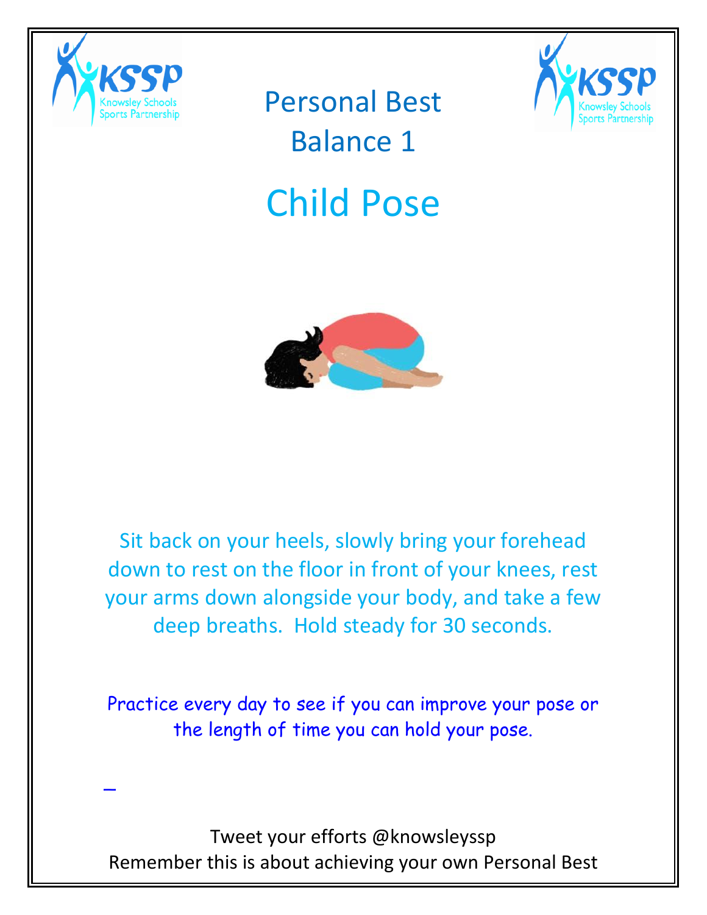Knowsley Schools Sports Partnership

# Personal Best
# Balance 1

## Child Pose

Sit back on your heels, slowly bring your forehead down to rest on the floor in front of your knees, rest your arms down alongside your body, and take a few deep breaths. Hold steady for 30 seconds.

Practice every day to see if you can improve your pose or the length of time you can hold your pose.

Tweet your efforts @knowsleyssp

Remember this is about achieving your own Personal Best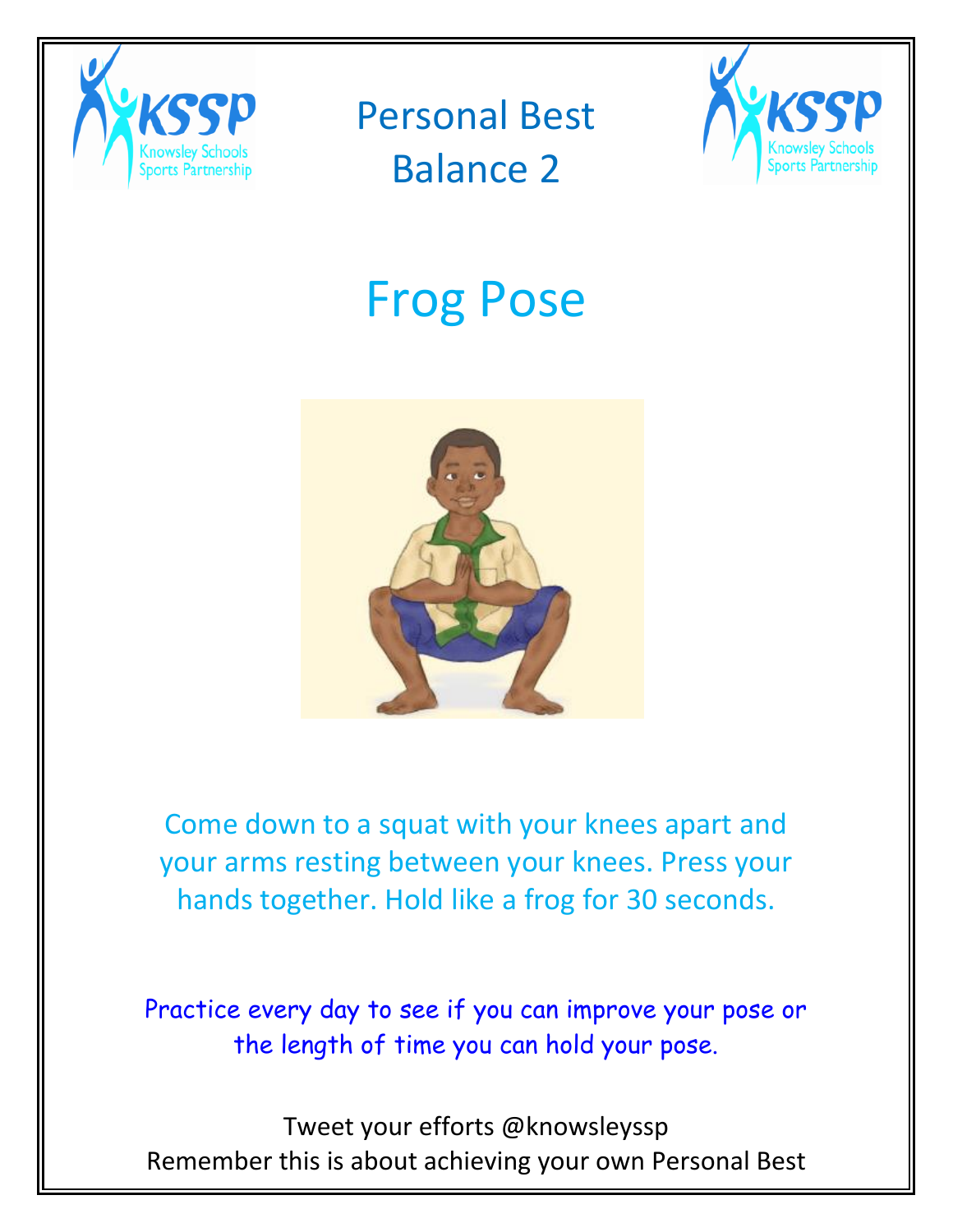# Personal Best
# Balance 2

## Frog Pose

Come down to a squat with your knees apart and your arms resting between your knees. Press your hands together. Hold like a frog for 30 seconds.

Practice every day to see if you can improve your pose or the length of time you can hold your pose.

Tweet your efforts @knowsleyssp
Remember this is about achieving your own Personal Best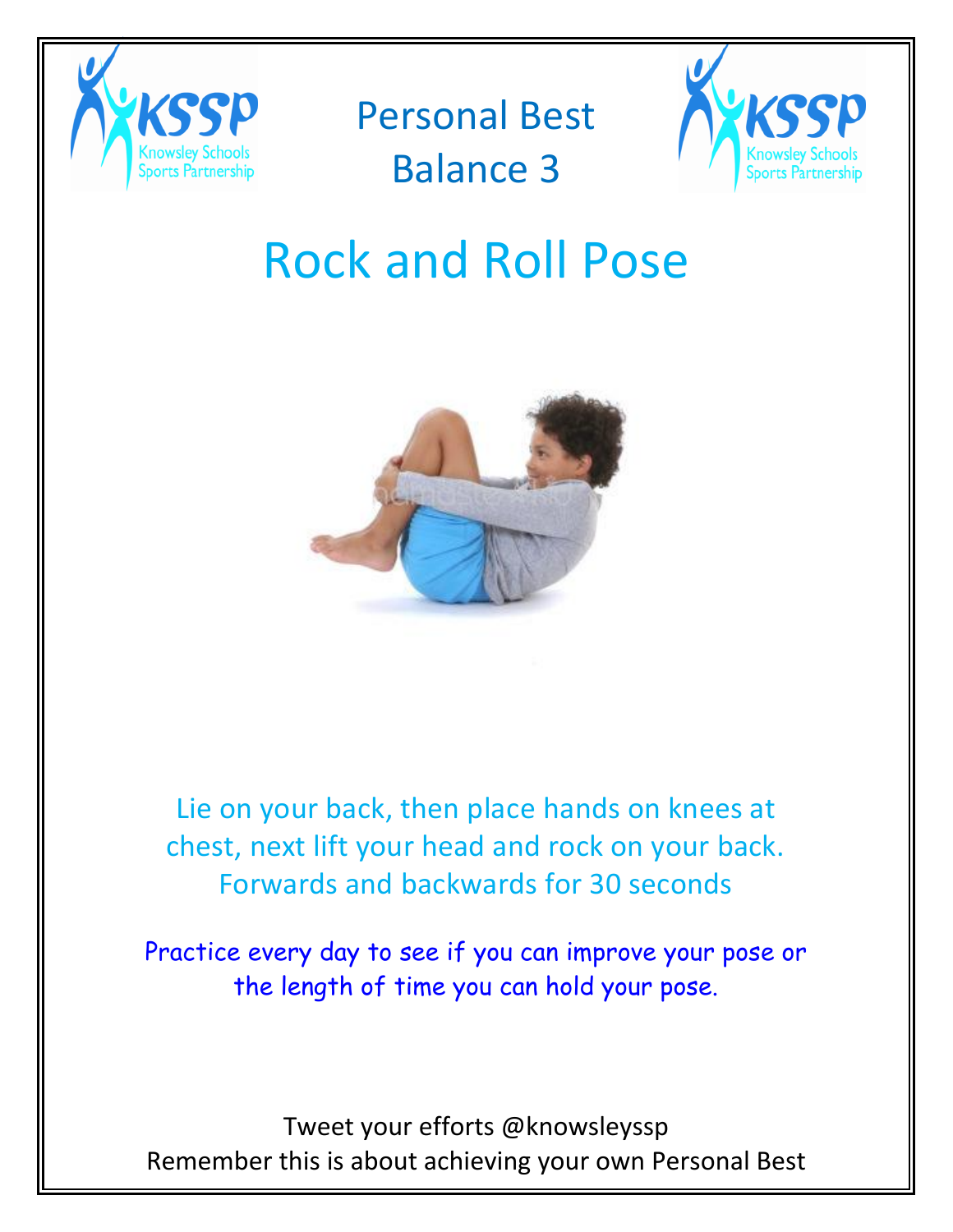# Personal Best
# Balance 3

## Rock and Roll Pose

Lie on your back, then place hands on knees at chest, next lift your head and rock on your back. Forwards and backwards for 30 seconds

Practice every day to see if you can improve your pose or the length of time you can hold your pose.

Tweet your efforts @knowsleyssp
Remember this is about achieving your own Personal Best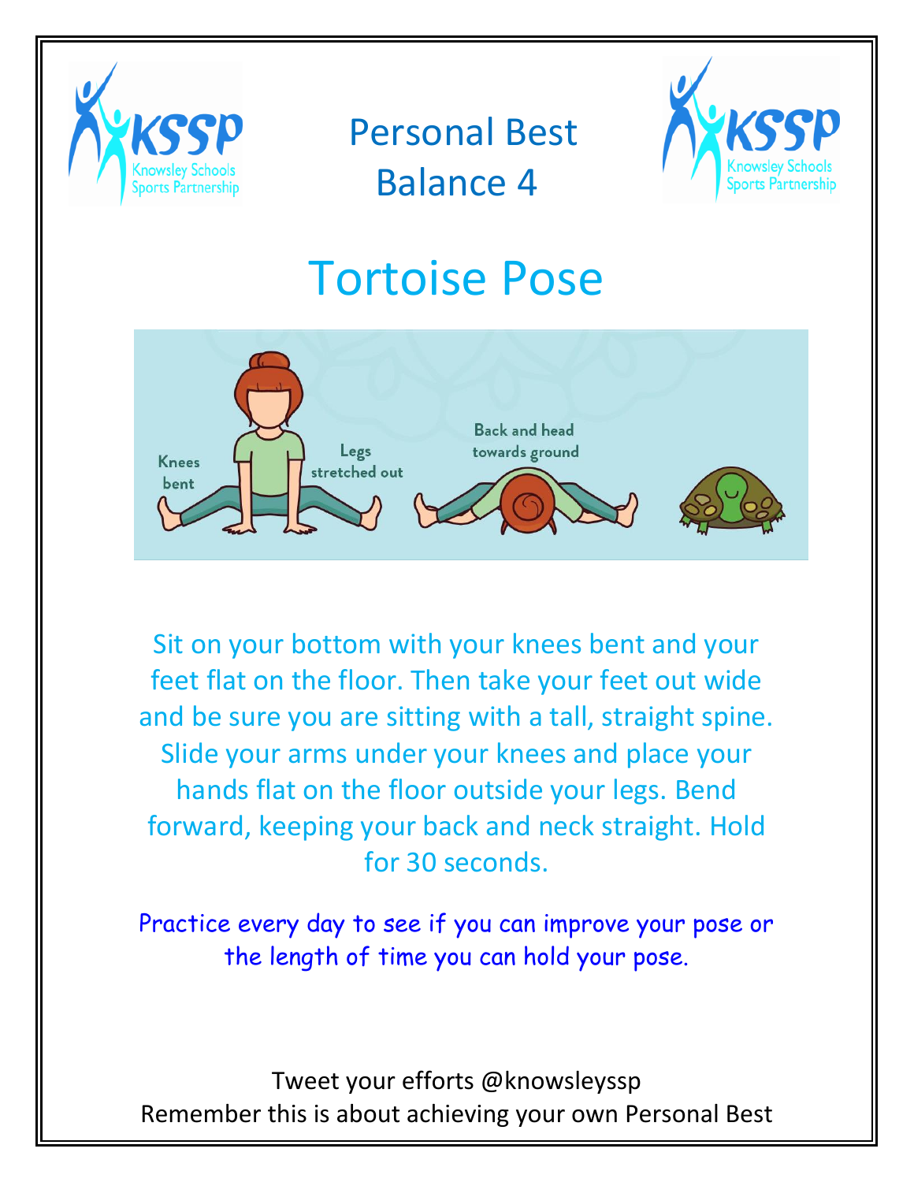# Personal Best Balance 4

## Tortoise Pose

Knees bent

Legs stretched out

Back and head towards ground

Sit on your bottom with your knees bent and your feet flat on the floor. Then take your feet out wide and be sure you are sitting with a tall, straight spine. Slide your arms under your knees and place your hands flat on the floor outside your legs. Bend forward, keeping your back and neck straight. Hold for 30 seconds.

Practice every day to see if you can improve your pose or the length of time you can hold your pose.

Tweet your efforts @knowsleyssp

Remember this is about achieving your own Personal Best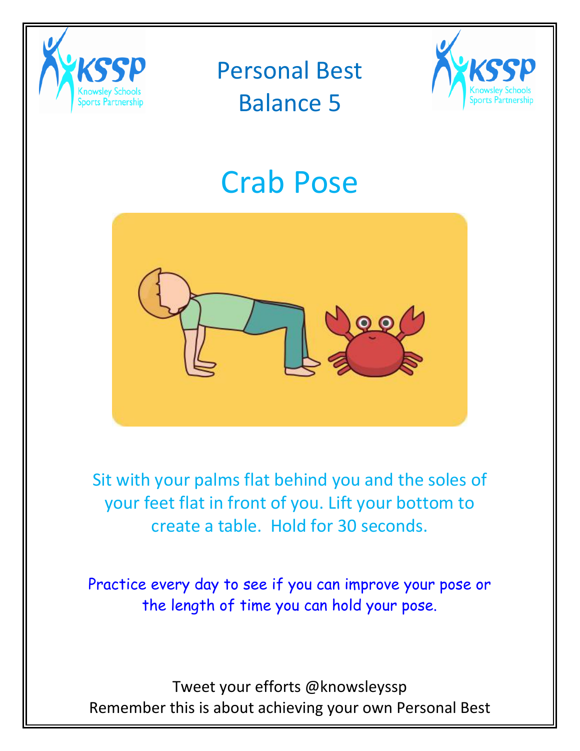# Personal Best
# Balance 5

## Crab Pose

Sit with your palms flat behind you and the soles of your feet flat in front of you. Lift your bottom to create a table. Hold for 30 seconds.

Practice every day to see if you can improve your pose or the length of time you can hold your pose.

Tweet your efforts @knowsleyssp

Remember this is about achieving your own Personal Best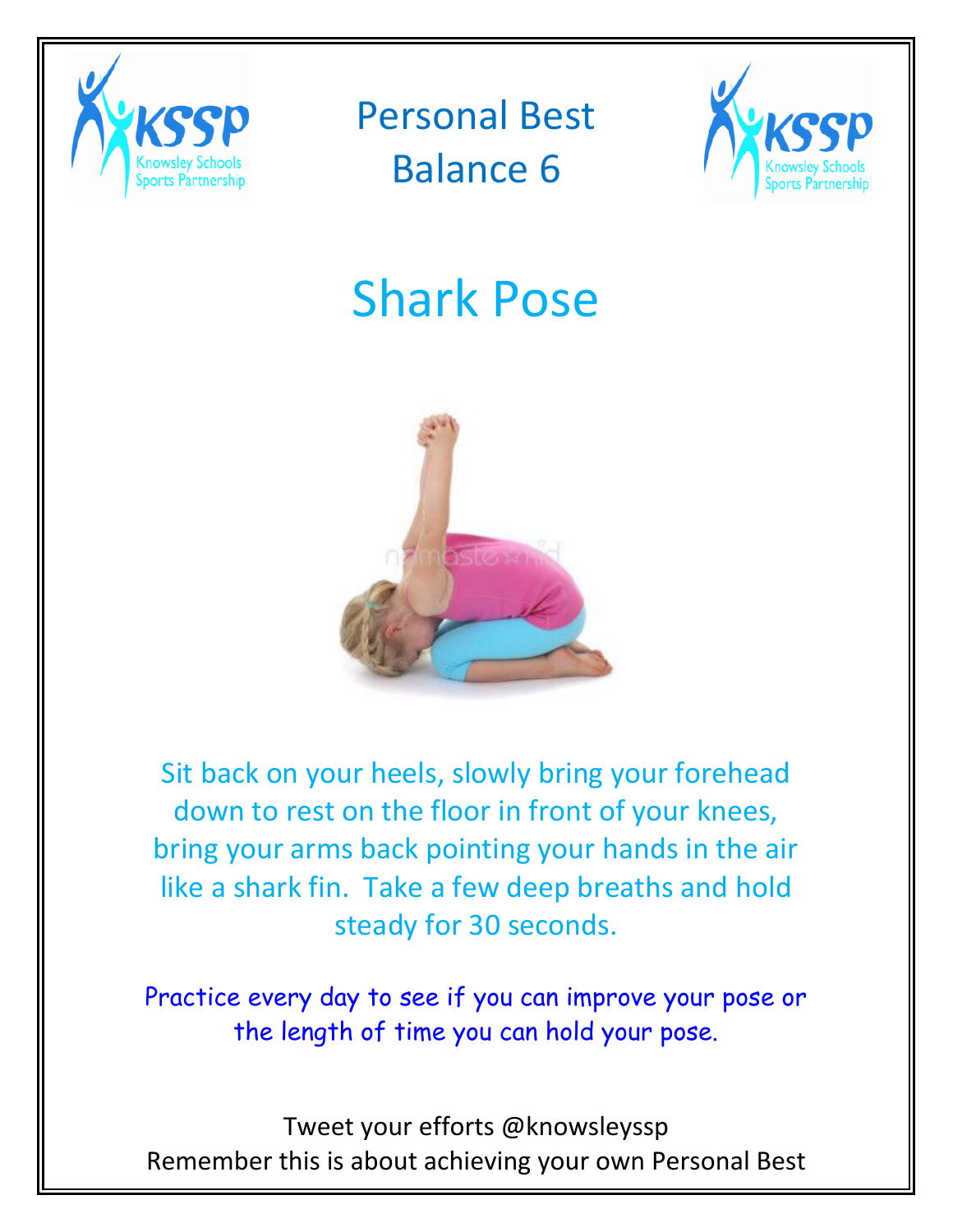Personal Best
Balance 6

# Shark Pose

Sit back on your heels, slowly bring your forehead down to rest on the floor in front of your knees, bring your arms back pointing your hands in the air like a shark fin. Take a few deep breaths and hold steady for 30 seconds.

Practice every day to see if you can improve your pose or the length of time you can hold your pose.

Tweet your efforts @knowsleyssp
Remember this is about achieving your own Personal Best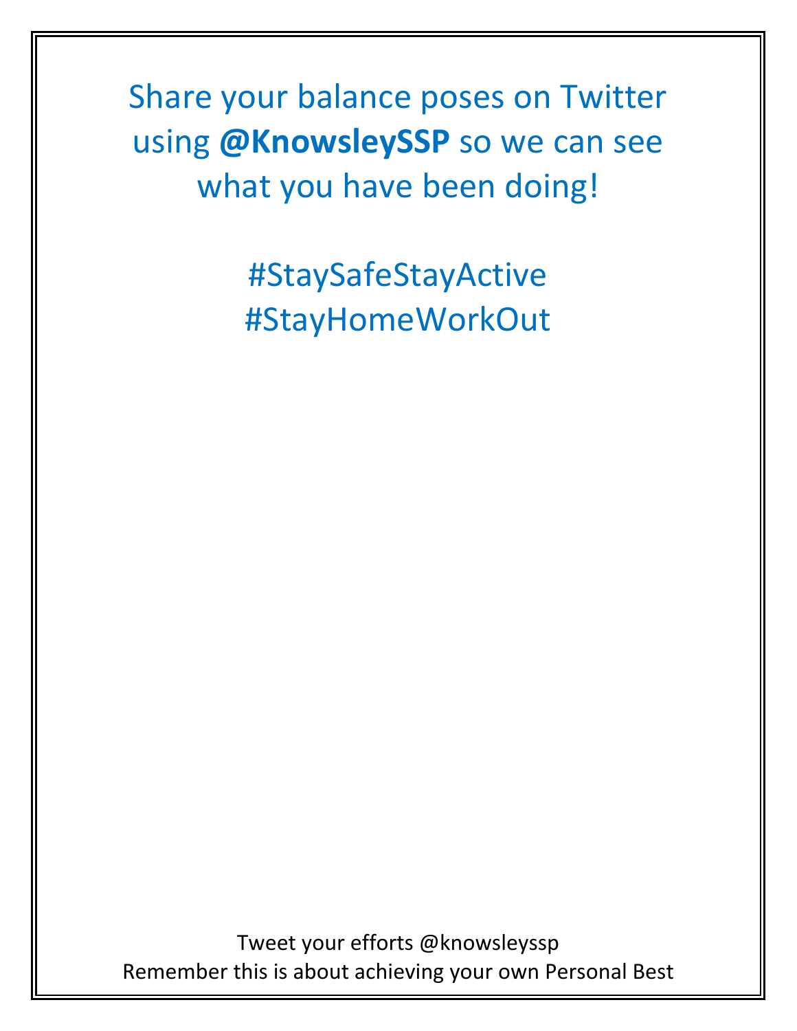Share your balance poses on Twitter using **@KnowsleySSP** so we can see what you have been doing!

#StaySafeStayActive
#StayHomeWorkOut